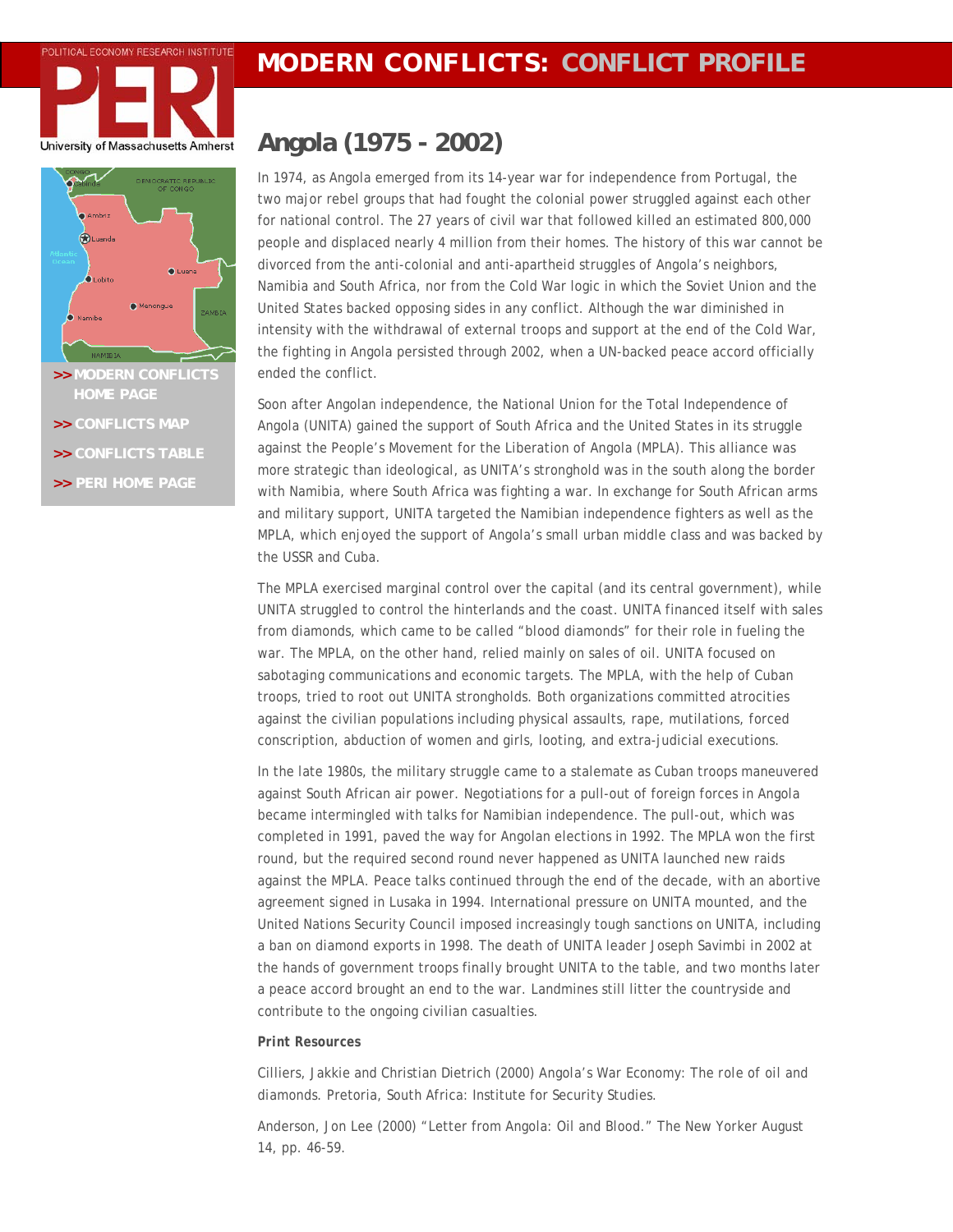POLITICAL ECONOMY RESEARCH INSTITUTE

PERI

University of Massachusetts Amherst

# MODERN CONFLICTS: CONFLICT PROFILE

>> MODERN CONFLICTS HOME PAGE

>> CONFLICTS MAP

>> CONFLICTS TABLE

>> PERI HOME PAGE

## Angola (1975 - 2002)

In 1974, as Angola emerged from its 14-year war for independence from Portugal, the two major rebel groups that had fought the colonial power struggled against each other for national control. The 27 years of civil war that followed killed an estimated 800,000 people and displaced nearly 4 million from their homes. The history of this war cannot be divorced from the anti-colonial and anti-apartheid struggles of Angola's neighbors, Namibia and South Africa, nor from the Cold War logic in which the Soviet Union and the United States backed opposing sides in any conflict. Although the war diminished in intensity with the withdrawal of external troops and support at the end of the Cold War, the fighting in Angola persisted through 2002, when a UN-backed peace accord officially ended the conflict.

Soon after Angolan independence, the National Union for the Total Independence of Angola (UNITA) gained the support of South Africa and the United States in its struggle against the People's Movement for the Liberation of Angola (MPLA). This alliance was more strategic than ideological, as UNITA's stronghold was in the south along the border with Namibia, where South Africa was fighting a war. In exchange for South African arms and military support, UNITA targeted the Namibian independence fighters as well as the MPLA, which enjoyed the support of Angola's small urban middle class and was backed by the USSR and Cuba.

The MPLA exercised marginal control over the capital (and its central government), while UNITA struggled to control the hinterlands and the coast. UNITA financed itself with sales from diamonds, which came to be called "blood diamonds" for their role in fueling the war. The MPLA, on the other hand, relied mainly on sales of oil. UNITA focused on sabotaging communications and economic targets. The MPLA, with the help of Cuban troops, tried to root out UNITA strongholds. Both organizations committed atrocities against the civilian populations including physical assaults, rape, mutilations, forced conscription, abduction of women and girls, looting, and extra-judicial executions.

In the late 1980s, the military struggle came to a stalemate as Cuban troops maneuvered against South African air power. Negotiations for a pull-out of foreign forces in Angola became intermingled with talks for Namibian independence. The pull-out, which was completed in 1991, paved the way for Angolan elections in 1992. The MPLA won the first round, but the required second round never happened as UNITA launched new raids against the MPLA. Peace talks continued through the end of the decade, with an abortive agreement signed in Lusaka in 1994. International pressure on UNITA mounted, and the United Nations Security Council imposed increasingly tough sanctions on UNITA, including a ban on diamond exports in 1998. The death of UNITA leader Joseph Savimbi in 2002 at the hands of government troops finally brought UNITA to the table, and two months later a peace accord brought an end to the war. Landmines still litter the countryside and contribute to the ongoing civilian casualties.

**Print Resources**

Cilliers, Jakkie and Christian Dietrich (2000) Angola's War Economy: The role of oil and diamonds. Pretoria, South Africa: Institute for Security Studies.

Anderson, Jon Lee (2000) "Letter from Angola: Oil and Blood." The New Yorker August 14, pp. 46-59.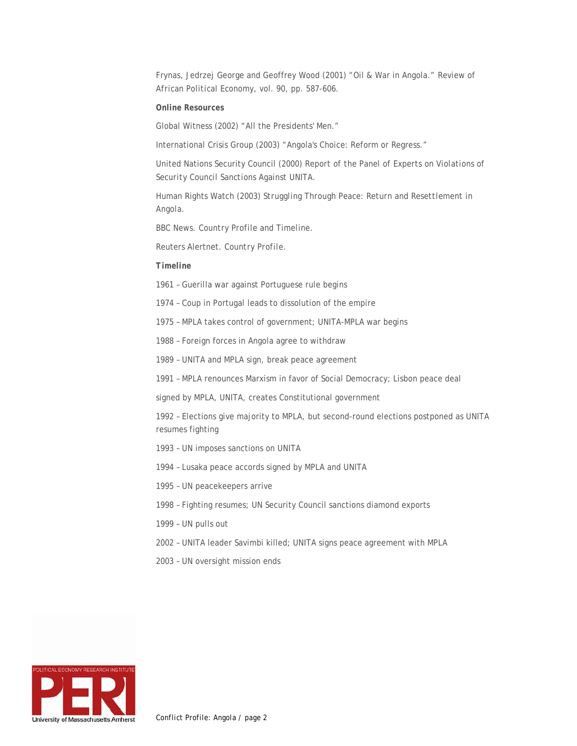Frynas, Jedrzej George and Geoffrey Wood (2001) "Oil & War in Angola." Review of African Political Economy, vol. 90, pp. 587-606.

**Online Resources**

Global Witness (2002) "All the Presidents' Men."

International Crisis Group (2003) "Angola's Choice: Reform or Regress."

United Nations Security Council (2000) Report of the Panel of Experts on Violations of Security Council Sanctions Against UNITA.

Human Rights Watch (2003) Struggling Through Peace: Return and Resettlement in Angola.

BBC News. Country Profile and Timeline.

Reuters Alertnet. Country Profile.

**Timeline**

1961 – Guerilla war against Portuguese rule begins

1974 – Coup in Portugal leads to dissolution of the empire

1975 – MPLA takes control of government; UNITA-MPLA war begins

1988 – Foreign forces in Angola agree to withdraw

1989 – UNITA and MPLA sign, break peace agreement

1991 – MPLA renounces Marxism in favor of Social Democracy; Lisbon peace deal signed by MPLA, UNITA, creates Constitutional government

1992 – Elections give majority to MPLA, but second-round elections postponed as UNITA resumes fighting

1993 – UN imposes sanctions on UNITA

1994 – Lusaka peace accords signed by MPLA and UNITA

1995 – UN peacekeepers arrive

1998 – Fighting resumes; UN Security Council sanctions diamond exports

1999 – UN pulls out

2002 – UNITA leader Savimbi killed; UNITA signs peace agreement with MPLA

2003 – UN oversight mission ends